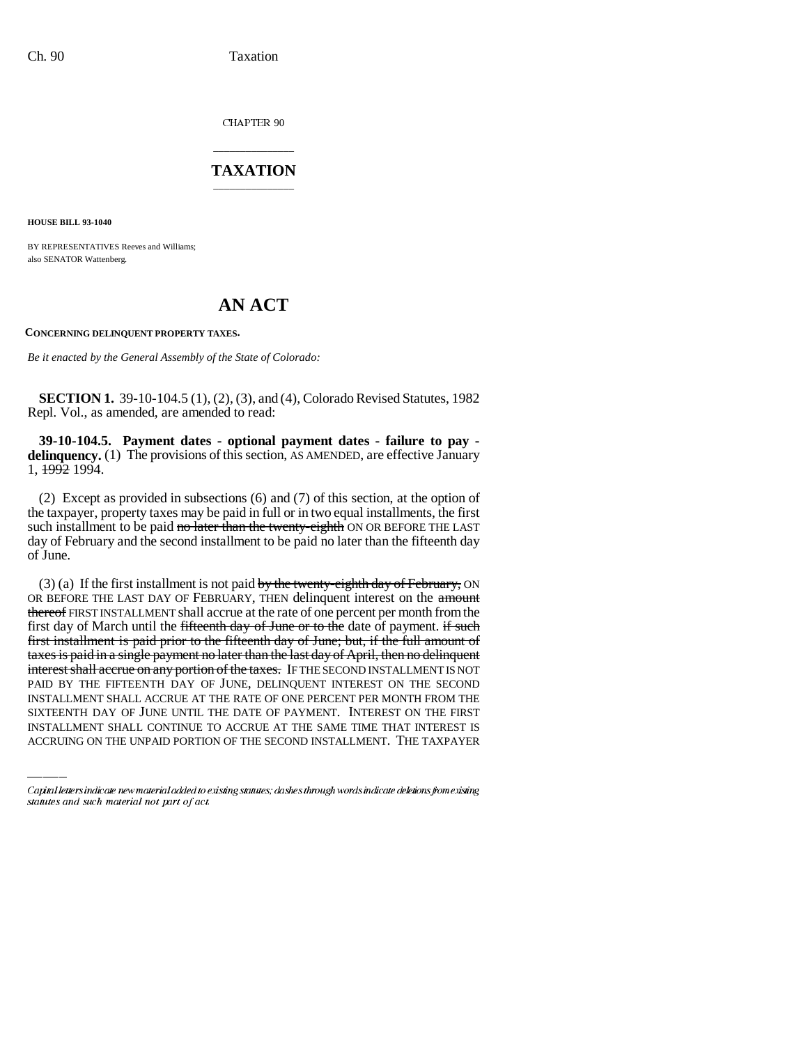CHAPTER 90

## TAXATION

**HOUSE BILL 93-1040**

BY REPRESENTATIVES Reeves and Williams;
also SENATOR Wattenberg.

# AN ACT

**CONCERNING DELINQUENT PROPERTY TAXES.**

*Be it enacted by the General Assembly of the State of Colorado:*

**SECTION 1.** 39-10-104.5 (1), (2), (3), and (4), Colorado Revised Statutes, 1982 Repl. Vol., as amended, are amended to read:

**39-10-104.5. Payment dates - optional payment dates - failure to pay - delinquency.** (1) The provisions of this section, AS AMENDED, are effective January 1, ~~1992~~ 1994.

(2) Except as provided in subsections (6) and (7) of this section, at the option of the taxpayer, property taxes may be paid in full or in two equal installments, the first such installment to be paid ~~no later than the twenty-eighth~~ ON OR BEFORE THE LAST day of February and the second installment to be paid no later than the fifteenth day of June.

(3) (a) If the first installment is not paid ~~by the twenty-eighth day of February,~~ ON OR BEFORE THE LAST DAY OF FEBRUARY, THEN delinquent interest on the ~~amount thereof~~ FIRST INSTALLMENT shall accrue at the rate of one percent per month from the first day of March until the ~~fifteenth day of June or to the~~ date of payment. ~~if such first installment is paid prior to the fifteenth day of June; but, if the full amount of taxes is paid in a single payment no later than the last day of April, then no delinquent interest shall accrue on any portion of the taxes.~~ IF THE SECOND INSTALLMENT IS NOT PAID BY THE FIFTEENTH DAY OF JUNE, DELINQUENT INTEREST ON THE SECOND INSTALLMENT SHALL ACCRUE AT THE RATE OF ONE PERCENT PER MONTH FROM THE SIXTEENTH DAY OF JUNE UNTIL THE DATE OF PAYMENT. INTEREST ON THE FIRST INSTALLMENT SHALL CONTINUE TO ACCRUE AT THE SAME TIME THAT INTEREST IS ACCRUING ON THE UNPAID PORTION OF THE SECOND INSTALLMENT. THE TAXPAYER

Capital letters indicate new material added to existing statutes; dashes through words indicate deletions from existing statutes and such material not part of act.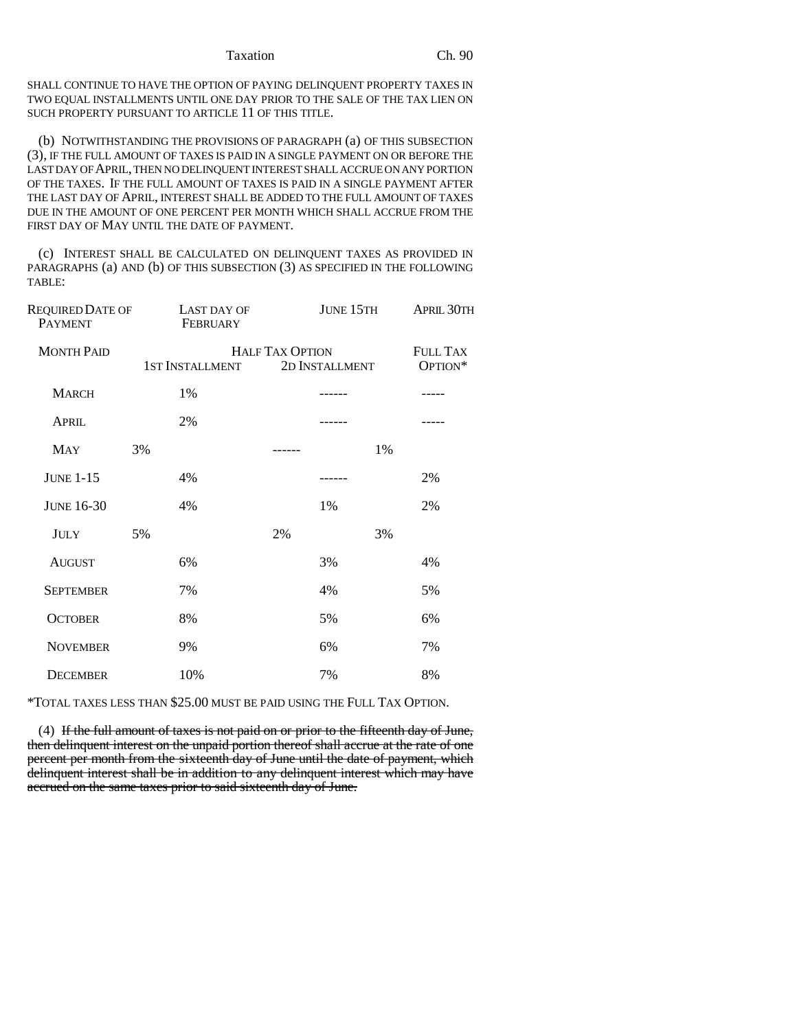SHALL CONTINUE TO HAVE THE OPTION OF PAYING DELINQUENT PROPERTY TAXES IN TWO EQUAL INSTALLMENTS UNTIL ONE DAY PRIOR TO THE SALE OF THE TAX LIEN ON SUCH PROPERTY PURSUANT TO ARTICLE 11 OF THIS TITLE.

(b) NOTWITHSTANDING THE PROVISIONS OF PARAGRAPH (a) OF THIS SUBSECTION (3), IF THE FULL AMOUNT OF TAXES IS PAID IN A SINGLE PAYMENT ON OR BEFORE THE LAST DAY OF APRIL, THEN NO DELINQUENT INTEREST SHALL ACCRUE ON ANY PORTION OF THE TAXES. IF THE FULL AMOUNT OF TAXES IS PAID IN A SINGLE PAYMENT AFTER THE LAST DAY OF APRIL, INTEREST SHALL BE ADDED TO THE FULL AMOUNT OF TAXES DUE IN THE AMOUNT OF ONE PERCENT PER MONTH WHICH SHALL ACCRUE FROM THE FIRST DAY OF MAY UNTIL THE DATE OF PAYMENT.

(c) INTEREST SHALL BE CALCULATED ON DELINQUENT TAXES AS PROVIDED IN PARAGRAPHS (a) AND (b) OF THIS SUBSECTION (3) AS SPECIFIED IN THE FOLLOWING TABLE:

| REQUIRED DATE OF PAYMENT | LAST DAY OF FEBRUARY | JUNE 15TH | APRIL 30TH |
|---|---|---|---|
| MONTH PAID | HALF TAX OPTION | | FULL TAX OPTION* |
| | 1ST INSTALLMENT | 2D INSTALLMENT | |
| MARCH | 1% | ------ | ----- |
| APRIL | 2% | ------ | ----- |
| MAY | 3% | ------ | 1% |
| JUNE 1-15 | 4% | ------ | 2% |
| JUNE 16-30 | 4% | 1% | 2% |
| JULY | 5% | 2% | 3% |
| AUGUST | 6% | 3% | 4% |
| SEPTEMBER | 7% | 4% | 5% |
| OCTOBER | 8% | 5% | 6% |
| NOVEMBER | 9% | 6% | 7% |
| DECEMBER | 10% | 7% | 8% |

*TOTAL TAXES LESS THAN $25.00 MUST BE PAID USING THE FULL TAX OPTION.

(4) ~~If the full amount of taxes is not paid on or prior to the fifteenth day of June, then delinquent interest on the unpaid portion thereof shall accrue at the rate of one percent per month from the sixteenth day of June until the date of payment, which delinquent interest shall be in addition to any delinquent interest which may have accrued on the same taxes prior to said sixteenth day of June.~~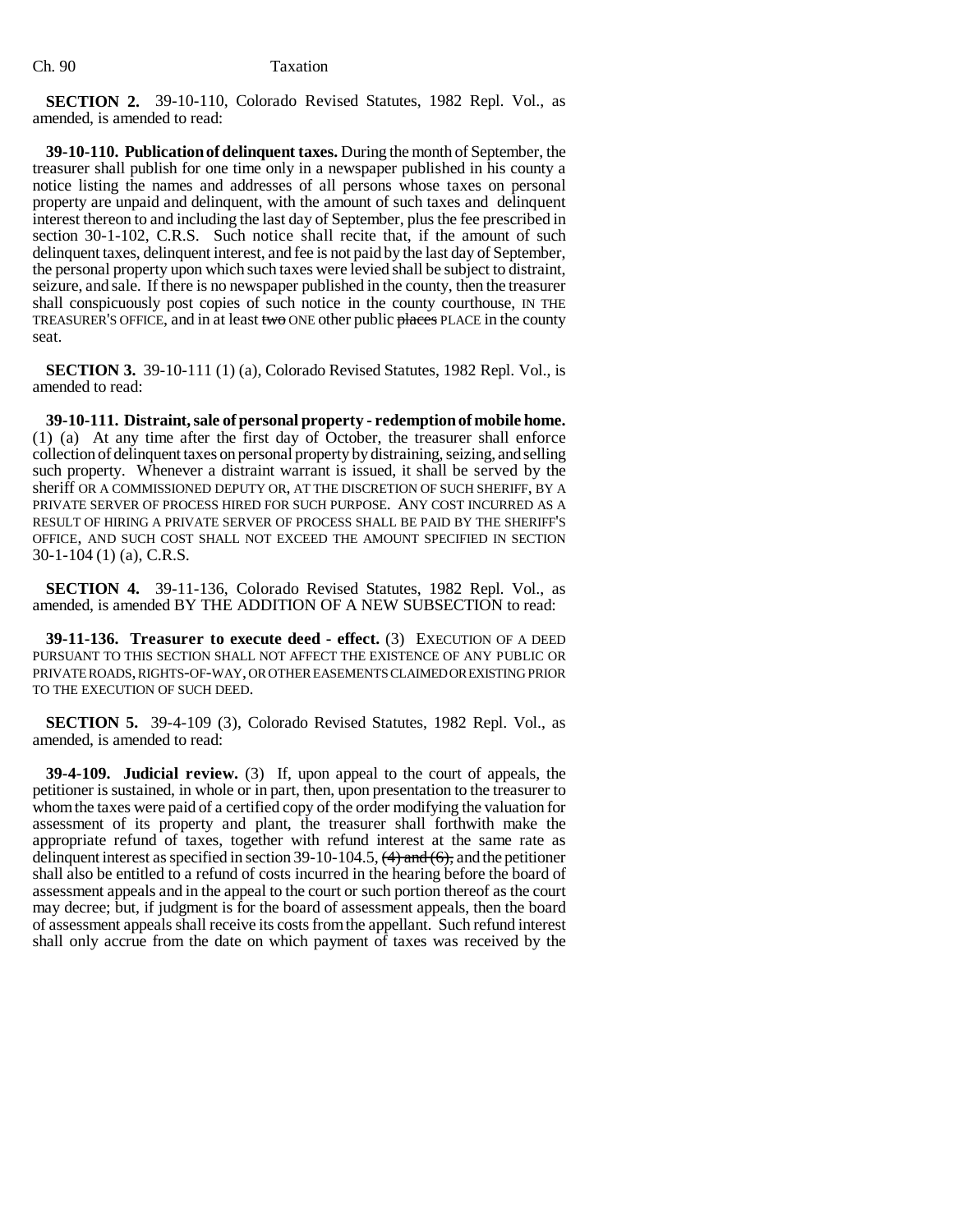**SECTION 2.** 39-10-110, Colorado Revised Statutes, 1982 Repl. Vol., as amended, is amended to read:

**39-10-110. Publication of delinquent taxes.** During the month of September, the treasurer shall publish for one time only in a newspaper published in his county a notice listing the names and addresses of all persons whose taxes on personal property are unpaid and delinquent, with the amount of such taxes and delinquent interest thereon to and including the last day of September, plus the fee prescribed in section 30-1-102, C.R.S. Such notice shall recite that, if the amount of such delinquent taxes, delinquent interest, and fee is not paid by the last day of September, the personal property upon which such taxes were levied shall be subject to distraint, seizure, and sale. If there is no newspaper published in the county, then the treasurer shall conspicuously post copies of such notice in the county courthouse, IN THE TREASURER'S OFFICE, and in at least ~~two~~ ONE other public ~~places~~ PLACE in the county seat.

**SECTION 3.** 39-10-111 (1) (a), Colorado Revised Statutes, 1982 Repl. Vol., is amended to read:

**39-10-111. Distraint, sale of personal property - redemption of mobile home.** (1) (a) At any time after the first day of October, the treasurer shall enforce collection of delinquent taxes on personal property by distraining, seizing, and selling such property. Whenever a distraint warrant is issued, it shall be served by the sheriff OR A COMMISSIONED DEPUTY OR, AT THE DISCRETION OF SUCH SHERIFF, BY A PRIVATE SERVER OF PROCESS HIRED FOR SUCH PURPOSE. ANY COST INCURRED AS A RESULT OF HIRING A PRIVATE SERVER OF PROCESS SHALL BE PAID BY THE SHERIFF'S OFFICE, AND SUCH COST SHALL NOT EXCEED THE AMOUNT SPECIFIED IN SECTION 30-1-104 (1) (a), C.R.S.

**SECTION 4.** 39-11-136, Colorado Revised Statutes, 1982 Repl. Vol., as amended, is amended BY THE ADDITION OF A NEW SUBSECTION to read:

**39-11-136. Treasurer to execute deed - effect.** (3) EXECUTION OF A DEED PURSUANT TO THIS SECTION SHALL NOT AFFECT THE EXISTENCE OF ANY PUBLIC OR PRIVATE ROADS, RIGHTS-OF-WAY, OR OTHER EASEMENTS CLAIMED OR EXISTING PRIOR TO THE EXECUTION OF SUCH DEED.

**SECTION 5.** 39-4-109 (3), Colorado Revised Statutes, 1982 Repl. Vol., as amended, is amended to read:

**39-4-109. Judicial review.** (3) If, upon appeal to the court of appeals, the petitioner is sustained, in whole or in part, then, upon presentation to the treasurer to whom the taxes were paid of a certified copy of the order modifying the valuation for assessment of its property and plant, the treasurer shall forthwith make the appropriate refund of taxes, together with refund interest at the same rate as delinquent interest as specified in section 39-10-104.5, ~~(4) and (6),~~ and the petitioner shall also be entitled to a refund of costs incurred in the hearing before the board of assessment appeals and in the appeal to the court or such portion thereof as the court may decree; but, if judgment is for the board of assessment appeals, then the board of assessment appeals shall receive its costs from the appellant. Such refund interest shall only accrue from the date on which payment of taxes was received by the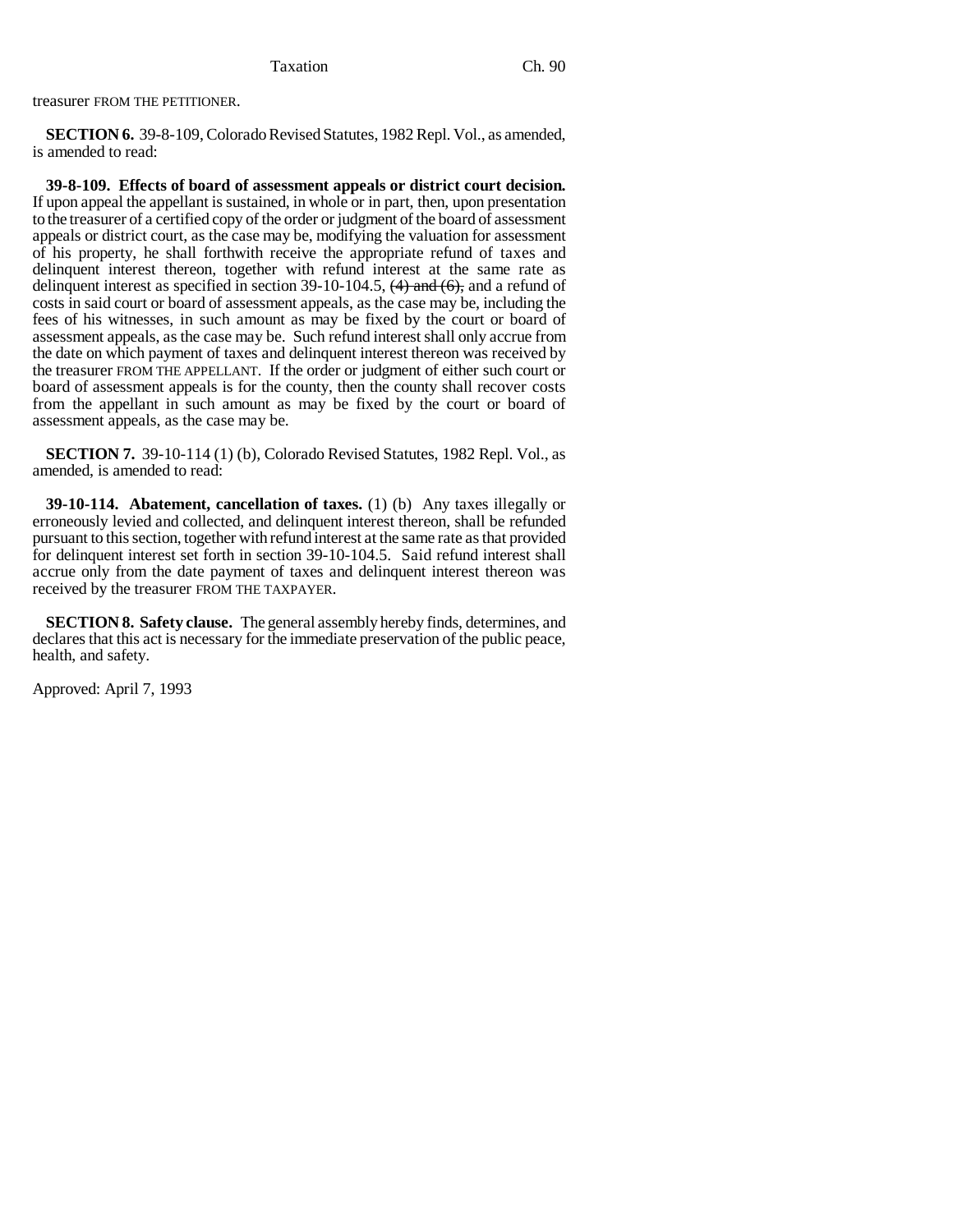treasurer FROM THE PETITIONER.

**SECTION 6.** 39-8-109, Colorado Revised Statutes, 1982 Repl. Vol., as amended, is amended to read:

**39-8-109. Effects of board of assessment appeals or district court decision.** If upon appeal the appellant is sustained, in whole or in part, then, upon presentation to the treasurer of a certified copy of the order or judgment of the board of assessment appeals or district court, as the case may be, modifying the valuation for assessment of his property, he shall forthwith receive the appropriate refund of taxes and delinquent interest thereon, together with refund interest at the same rate as delinquent interest as specified in section 39-10-104.5, ~~(4) and (6),~~ and a refund of costs in said court or board of assessment appeals, as the case may be, including the fees of his witnesses, in such amount as may be fixed by the court or board of assessment appeals, as the case may be. Such refund interest shall only accrue from the date on which payment of taxes and delinquent interest thereon was received by the treasurer FROM THE APPELLANT. If the order or judgment of either such court or board of assessment appeals is for the county, then the county shall recover costs from the appellant in such amount as may be fixed by the court or board of assessment appeals, as the case may be.

**SECTION 7.** 39-10-114 (1) (b), Colorado Revised Statutes, 1982 Repl. Vol., as amended, is amended to read:

**39-10-114. Abatement, cancellation of taxes.** (1) (b) Any taxes illegally or erroneously levied and collected, and delinquent interest thereon, shall be refunded pursuant to this section, together with refund interest at the same rate as that provided for delinquent interest set forth in section 39-10-104.5. Said refund interest shall accrue only from the date payment of taxes and delinquent interest thereon was received by the treasurer FROM THE TAXPAYER.

**SECTION 8. Safety clause.** The general assembly hereby finds, determines, and declares that this act is necessary for the immediate preservation of the public peace, health, and safety.

Approved: April 7, 1993